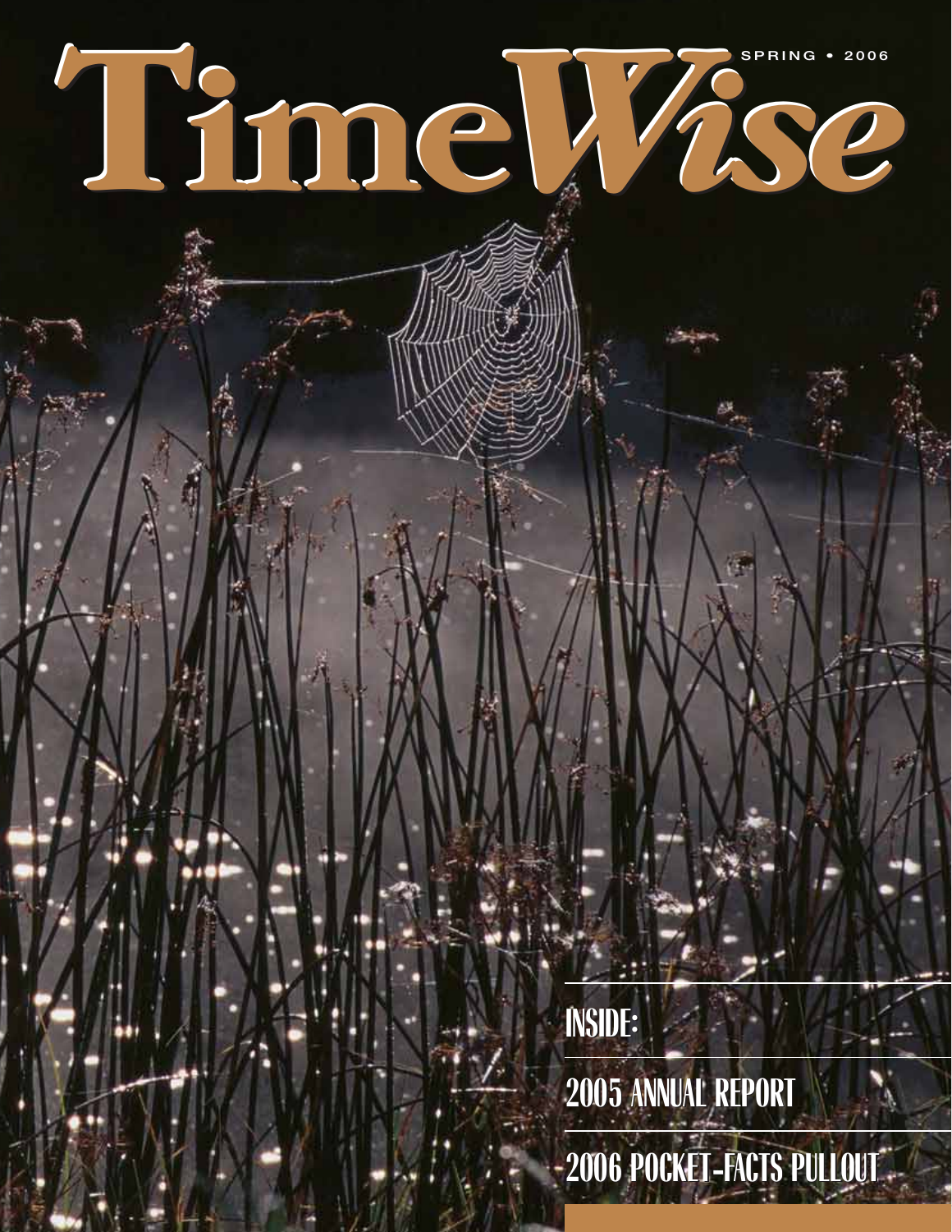# TimeWise

SPRING • 2006

INSIDE:

2005 ANNUAL REPORT

2006 POCKET-FACTS PULLOUT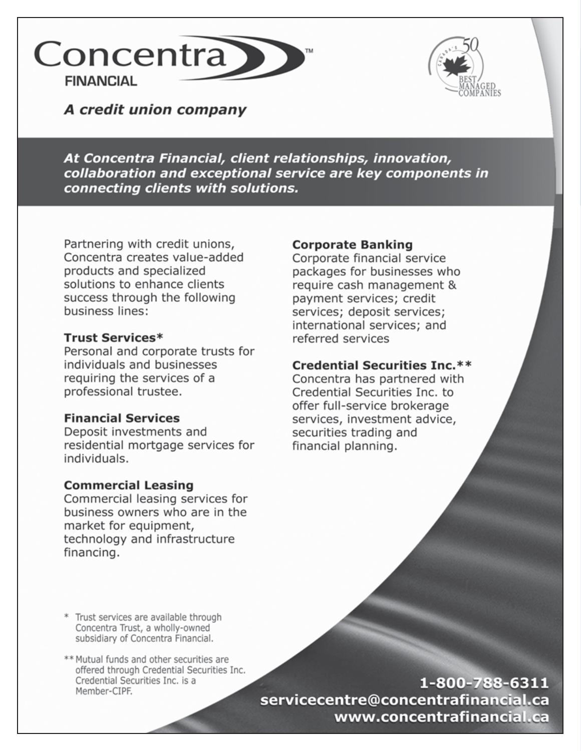# Concentra FINANCIAL™

***A credit union company***

Canada's 50 Best Managed Companies

***At Concentra Financial, client relationships, innovation, collaboration and exceptional service are key components in connecting clients with solutions.***

Partnering with credit unions, Concentra creates value-added products and specialized solutions to enhance clients success through the following business lines:

**Trust Services***
Personal and corporate trusts for individuals and businesses requiring the services of a professional trustee.

**Financial Services**
Deposit investments and residential mortgage services for individuals.

**Commercial Leasing**
Commercial leasing services for business owners who are in the market for equipment, technology and infrastructure financing.

**Corporate Banking**
Corporate financial service packages for businesses who require cash management & payment services; credit services; deposit services; international services; and referred services

**Credential Securities Inc.****
Concentra has partnered with Credential Securities Inc. to offer full-service brokerage services, investment advice, securities trading and financial planning.

\* Trust services are available through Concentra Trust, a wholly-owned subsidiary of Concentra Financial.

** Mutual funds and other securities are offered through Credential Securities Inc. Credential Securities Inc. is a Member-CIPF.

**1-800-788-6311**
**servicecentre@concentrafinancial.ca**
**www.concentrafinancial.ca**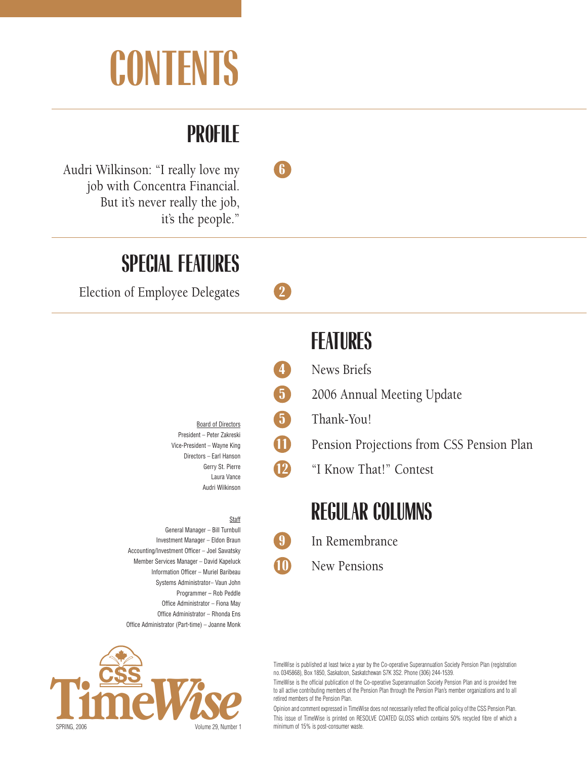# CONTENTS

## PROFILE

Audri Wilkinson: "I really love my job with Concentra Financial. But it's never really the job, it's the people." **6**

## SPECIAL FEATURES

Election of Employee Delegates **2**

## FEATURES

**4** News Briefs

**5** 2006 Annual Meeting Update

**5** Thank-You!

**11** Pension Projections from CSS Pension Plan

**12** "I Know That!" Contest

## REGULAR COLUMNS

**9** In Remembrance

**10** New Pensions

Board of Directors

President – Peter Zakreski
Vice-President – Wayne King
Directors – Earl Hanson
Gerry St. Pierre
Laura Vance
Audri Wilkinson

Staff

General Manager – Bill Turnbull
Investment Manager – Eldon Braun
Accounting/Investment Officer – Joel Sawatsky
Member Services Manager – David Kapeluck
Information Officer – Muriel Baribeau
Systems Administrator– Vaun John
Programmer – Rob Peddle
Office Administrator – Fiona May
Office Administrator – Rhonda Ens
Office Administrator (Part-time) – Joanne Monk

CSS TimeWise

SPRING, 2006 Volume 29, Number 1

TimeWise is published at least twice a year by the Co-operative Superannuation Society Pension Plan (registration no. 0345868), Box 1850, Saskatoon, Saskatchewan S7K 3S2. Phone (306) 244-1539.

TimeWise is the official publication of the Co-operative Superannuation Society Pension Plan and is provided free to all active contributing members of the Pension Plan through the Pension Plan's member organizations and to all retired members of the Pension Plan.

Opinion and comment expressed in TimeWise does not necessarily reflect the official policy of the CSS Pension Plan.

This issue of TimeWise is printed on RESOLVE COATED GLOSS which contains 50% recycled fibre of which a minimum of 15% is post-consumer waste.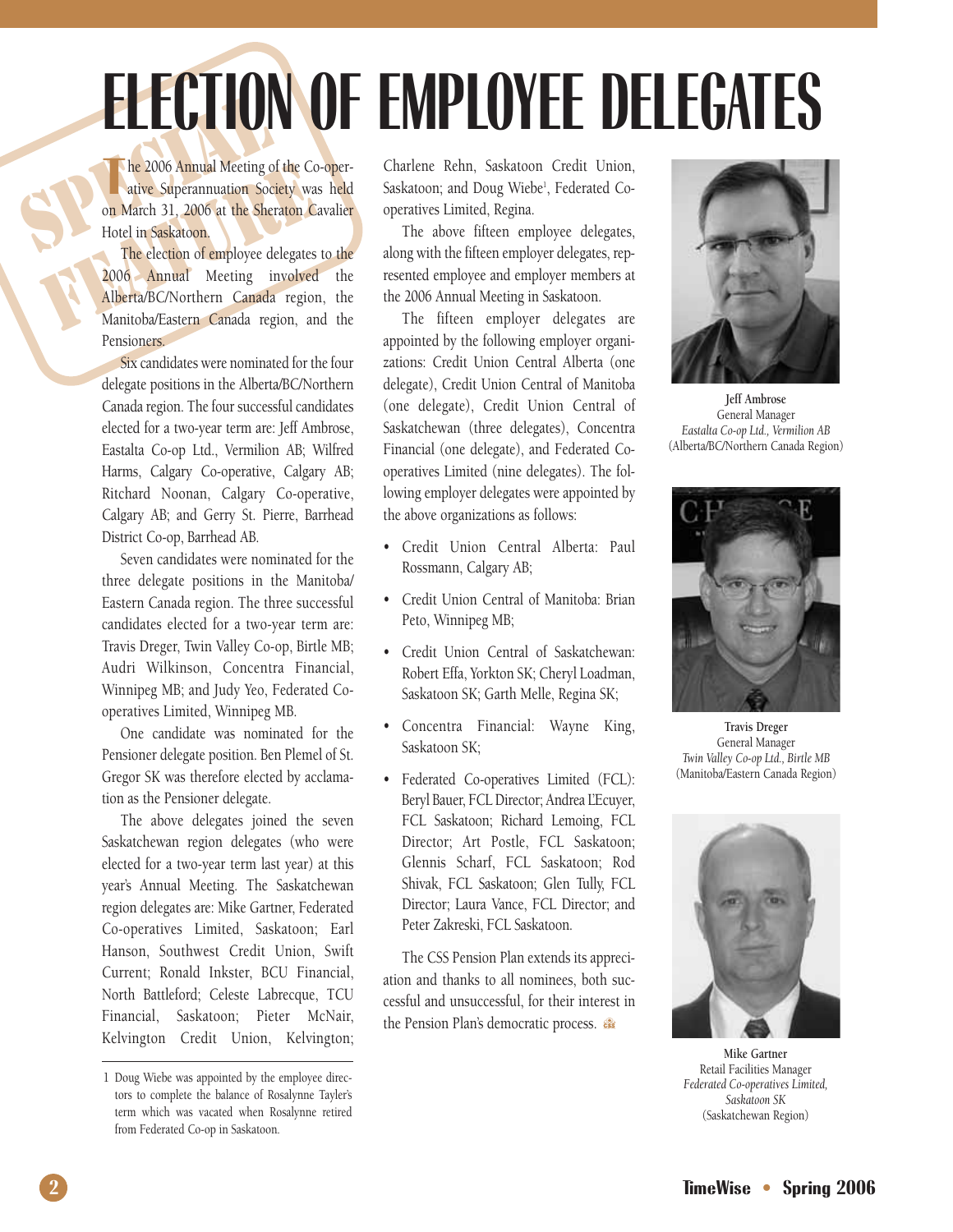# ELECTION OF EMPLOYEE DELEGATES

SPECIAL FEATURE

The 2006 Annual Meeting of the Co-operative Superannuation Society was held on March 31, 2006 at the Sheraton Cavalier Hotel in Saskatoon.

The election of employee delegates to the 2006 Annual Meeting involved the Alberta/BC/Northern Canada region, the Manitoba/Eastern Canada region, and the Pensioners.

Six candidates were nominated for the four delegate positions in the Alberta/BC/Northern Canada region. The four successful candidates elected for a two-year term are: Jeff Ambrose, Eastalta Co-op Ltd., Vermilion AB; Wilfred Harms, Calgary Co-operative, Calgary AB; Ritchard Noonan, Calgary Co-operative, Calgary AB; and Gerry St. Pierre, Barrhead District Co-op, Barrhead AB.

Seven candidates were nominated for the three delegate positions in the Manitoba/Eastern Canada region. The three successful candidates elected for a two-year term are: Travis Dreger, Twin Valley Co-op, Birtle MB; Audri Wilkinson, Concentra Financial, Winnipeg MB; and Judy Yeo, Federated Co-operatives Limited, Winnipeg MB.

One candidate was nominated for the Pensioner delegate position. Ben Plemel of St. Gregor SK was therefore elected by acclamation as the Pensioner delegate.

The above delegates joined the seven Saskatchewan region delegates (who were elected for a two-year term last year) at this year's Annual Meeting. The Saskatchewan region delegates are: Mike Gartner, Federated Co-operatives Limited, Saskatoon; Earl Hanson, Southwest Credit Union, Swift Current; Ronald Inkster, BCU Financial, North Battleford; Celeste Labrecque, TCU Financial, Saskatoon; Pieter McNair, Kelvington Credit Union, Kelvington; Charlene Rehn, Saskatoon Credit Union, Saskatoon; and Doug Wiebe[1], Federated Co-operatives Limited, Regina.

The above fifteen employee delegates, along with the fifteen employer delegates, represented employee and employer members at the 2006 Annual Meeting in Saskatoon.

The fifteen employer delegates are appointed by the following employer organizations: Credit Union Central Alberta (one delegate), Credit Union Central of Manitoba (one delegate), Credit Union Central of Saskatchewan (three delegates), Concentra Financial (one delegate), and Federated Co-operatives Limited (nine delegates). The following employer delegates were appointed by the above organizations as follows:

- Credit Union Central Alberta: Paul Rossmann, Calgary AB;
- Credit Union Central of Manitoba: Brian Peto, Winnipeg MB;
- Credit Union Central of Saskatchewan: Robert Effa, Yorkton SK; Cheryl Loadman, Saskatoon SK; Garth Melle, Regina SK;
- Concentra Financial: Wayne King, Saskatoon SK;
- Federated Co-operatives Limited (FCL): Beryl Bauer, FCL Director; Andrea L'Ecuyer, FCL Saskatoon; Richard Lemoing, FCL Director; Art Postle, FCL Saskatoon; Glennis Scharf, FCL Saskatoon; Rod Shivak, FCL Saskatoon; Glen Tully, FCL Director; Laura Vance, FCL Director; and Peter Zakreski, FCL Saskatoon.

The CSS Pension Plan extends its appreciation and thanks to all nominees, both successful and unsuccessful, for their interest in the Pension Plan's democratic process.

**Jeff Ambrose**
General Manager
*Eastalta Co-op Ltd., Vermilion AB*
(Alberta/BC/Northern Canada Region)

**Travis Dreger**
General Manager
*Twin Valley Co-op Ltd., Birtle MB*
(Manitoba/Eastern Canada Region)

**Mike Gartner**
Retail Facilities Manager
*Federated Co-operatives Limited, Saskatoon SK*
(Saskatchewan Region)

1 Doug Wiebe was appointed by the employee directors to complete the balance of Rosalynne Tayler's term which was vacated when Rosalynne retired from Federated Co-op in Saskatoon.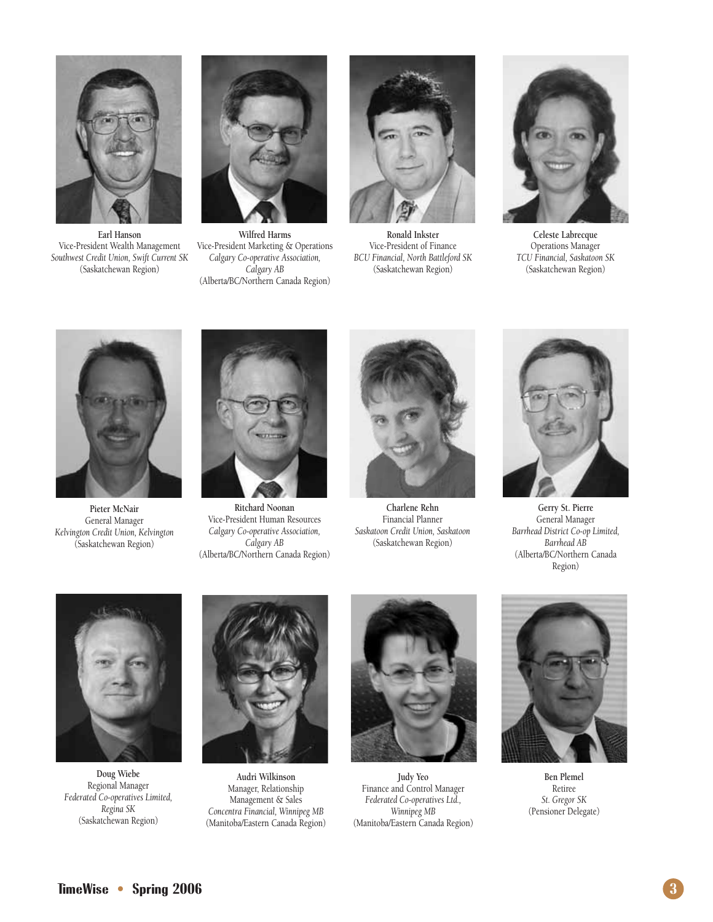**Earl Hanson**
Vice-President Wealth Management
*Southwest Credit Union, Swift Current SK*
(Saskatchewan Region)

**Wilfred Harms**
Vice-President Marketing & Operations
*Calgary Co-operative Association, Calgary AB*
(Alberta/BC/Northern Canada Region)

**Ronald Inkster**
Vice-President of Finance
*BCU Financial, North Battleford SK*
(Saskatchewan Region)

**Celeste Labrecque**
Operations Manager
*TCU Financial, Saskatoon SK*
(Saskatchewan Region)

**Pieter McNair**
General Manager
*Kelvington Credit Union, Kelvington*
(Saskatchewan Region)

**Ritchard Noonan**
Vice-President Human Resources
*Calgary Co-operative Association, Calgary AB*
(Alberta/BC/Northern Canada Region)

**Charlene Rehn**
Financial Planner
*Saskatoon Credit Union, Saskatoon*
(Saskatchewan Region)

**Gerry St. Pierre**
General Manager
*Barrhead District Co-op Limited, Barrhead AB*
(Alberta/BC/Northern Canada Region)

**Doug Wiebe**
Regional Manager
*Federated Co-operatives Limited, Regina SK*
(Saskatchewan Region)

**Audri Wilkinson**
Manager, Relationship Management & Sales
*Concentra Financial, Winnipeg MB*
(Manitoba/Eastern Canada Region)

**Judy Yeo**
Finance and Control Manager
*Federated Co-operatives Ltd., Winnipeg MB*
(Manitoba/Eastern Canada Region)

**Ben Plemel**
Retiree
*St. Gregor SK*
(Pensioner Delegate)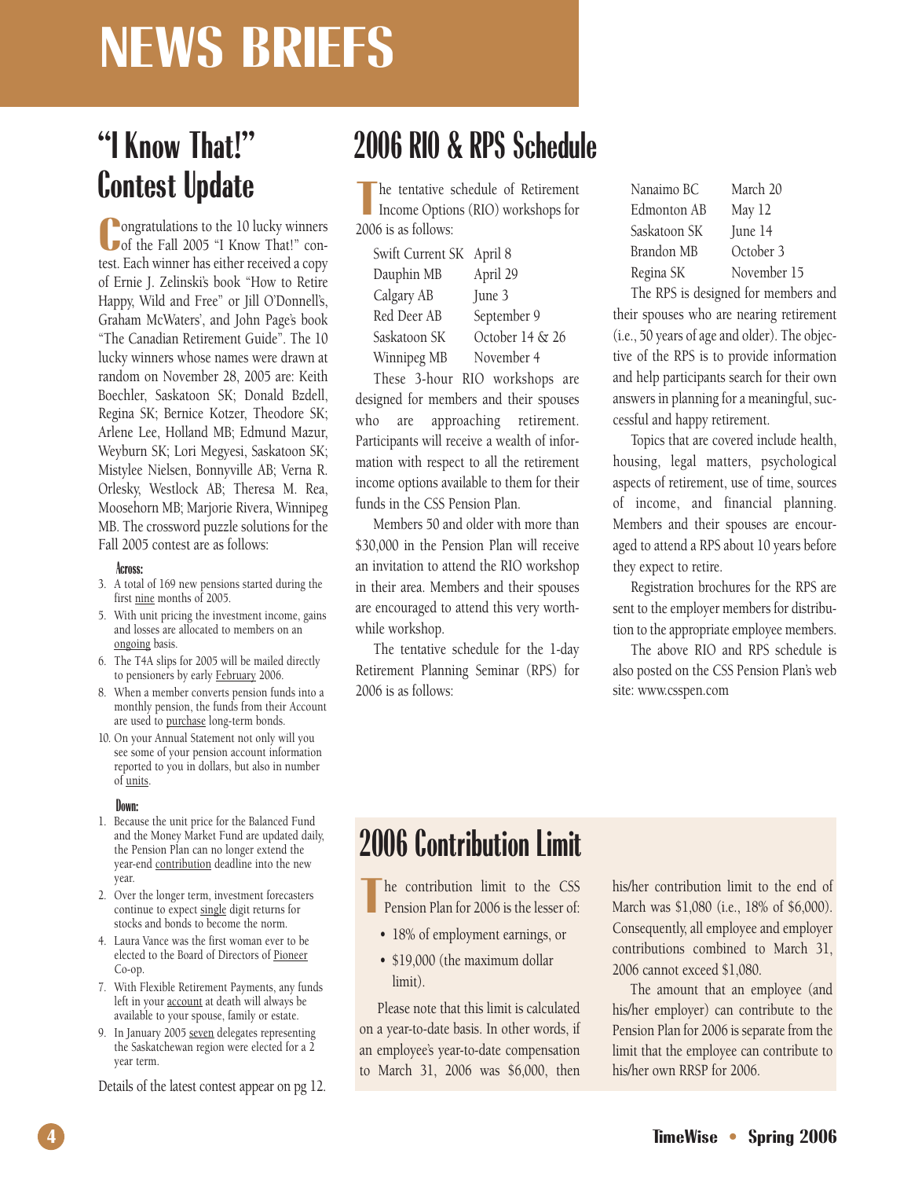# NEWS BRIEFS

## "I Know That!" Contest Update

Congratulations to the 10 lucky winners of the Fall 2005 "I Know That!" contest. Each winner has either received a copy of Ernie J. Zelinski's book "How to Retire Happy, Wild and Free" or Jill O'Donnell's, Graham McWaters', and John Page's book "The Canadian Retirement Guide". The 10 lucky winners whose names were drawn at random on November 28, 2005 are: Keith Boechler, Saskatoon SK; Donald Bzdell, Regina SK; Bernice Kotzer, Theodore SK; Arlene Lee, Holland MB; Edmund Mazur, Weyburn SK; Lori Megyesi, Saskatoon SK; Mistylee Nielsen, Bonnyville AB; Verna R. Orlesky, Westlock AB; Theresa M. Rea, Moosehorn MB; Marjorie Rivera, Winnipeg MB. The crossword puzzle solutions for the Fall 2005 contest are as follows:

**Across:**

3. A total of 169 new pensions started during the first nine months of 2005.
5. With unit pricing the investment income, gains and losses are allocated to members on an ongoing basis.
6. The T4A slips for 2005 will be mailed directly to pensioners by early February 2006.
8. When a member converts pension funds into a monthly pension, the funds from their Account are used to purchase long-term bonds.
10. On your Annual Statement not only will you see some of your pension account information reported to you in dollars, but also in number of units.

**Down:**

1. Because the unit price for the Balanced Fund and the Money Market Fund are updated daily, the Pension Plan can no longer extend the year-end contribution deadline into the new year.
2. Over the longer term, investment forecasters continue to expect single digit returns for stocks and bonds to become the norm.
4. Laura Vance was the first woman ever to be elected to the Board of Directors of Pioneer Co-op.
7. With Flexible Retirement Payments, any funds left in your account at death will always be available to your spouse, family or estate.
9. In January 2005 seven delegates representing the Saskatchewan region were elected for a 2 year term.

Details of the latest contest appear on pg 12.

## 2006 RIO & RPS Schedule

The tentative schedule of Retirement Income Options (RIO) workshops for 2006 is as follows:

| | |
|---|---|
| Swift Current SK | April 8 |
| Dauphin MB | April 29 |
| Calgary AB | June 3 |
| Red Deer AB | September 9 |
| Saskatoon SK | October 14 & 26 |
| Winnipeg MB | November 4 |

These 3-hour RIO workshops are designed for members and their spouses who are approaching retirement. Participants will receive a wealth of information with respect to all the retirement income options available to them for their funds in the CSS Pension Plan.

Members 50 and older with more than $30,000 in the Pension Plan will receive an invitation to attend the RIO workshop in their area. Members and their spouses are encouraged to attend this very worthwhile workshop.

The tentative schedule for the 1-day Retirement Planning Seminar (RPS) for 2006 is as follows:

| | |
|---|---|
| Nanaimo BC | March 20 |
| Edmonton AB | May 12 |
| Saskatoon SK | June 14 |
| Brandon MB | October 3 |
| Regina SK | November 15 |

The RPS is designed for members and their spouses who are nearing retirement (i.e., 50 years of age and older). The objective of the RPS is to provide information and help participants search for their own answers in planning for a meaningful, successful and happy retirement.

Topics that are covered include health, housing, legal matters, psychological aspects of retirement, use of time, sources of income, and financial planning. Members and their spouses are encouraged to attend a RPS about 10 years before they expect to retire.

Registration brochures for the RPS are sent to the employer members for distribution to the appropriate employee members.

The above RIO and RPS schedule is also posted on the CSS Pension Plan's web site: www.csspen.com

## 2006 Contribution Limit

The contribution limit to the CSS Pension Plan for 2006 is the lesser of:

- 18% of employment earnings, or
- $19,000 (the maximum dollar limit).

Please note that this limit is calculated on a year-to-date basis. In other words, if an employee's year-to-date compensation to March 31, 2006 was $6,000, then his/her contribution limit to the end of March was $1,080 (i.e., 18% of $6,000). Consequently, all employee and employer contributions combined to March 31, 2006 cannot exceed $1,080.

The amount that an employee (and his/her employer) can contribute to the Pension Plan for 2006 is separate from the limit that the employee can contribute to his/her own RRSP for 2006.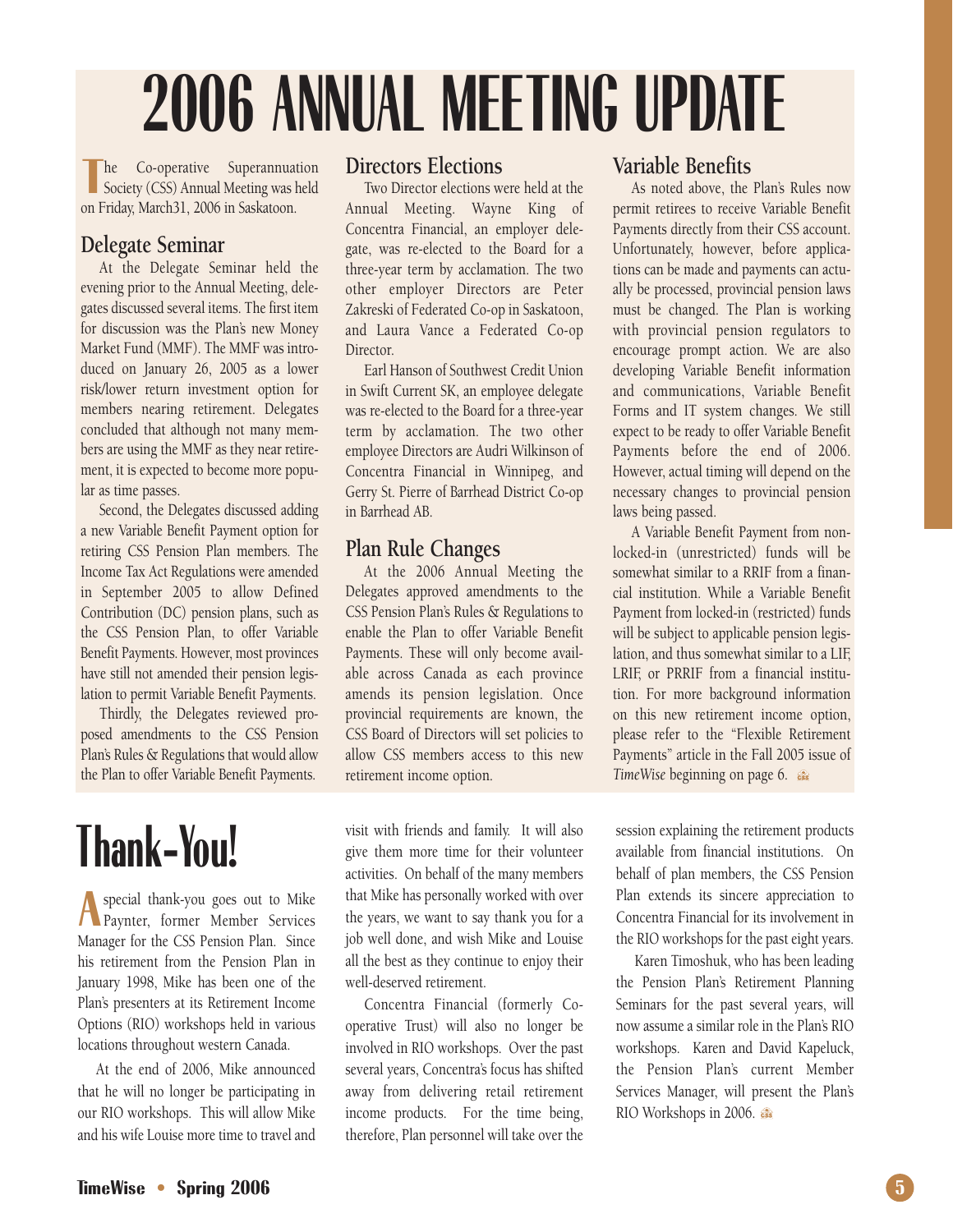# 2006 ANNUAL MEETING UPDATE

The Co-operative Superannuation Society (CSS) Annual Meeting was held on Friday, March31, 2006 in Saskatoon.

## Delegate Seminar

At the Delegate Seminar held the evening prior to the Annual Meeting, delegates discussed several items. The first item for discussion was the Plan's new Money Market Fund (MMF). The MMF was introduced on January 26, 2005 as a lower risk/lower return investment option for members nearing retirement. Delegates concluded that although not many members are using the MMF as they near retirement, it is expected to become more popular as time passes.

Second, the Delegates discussed adding a new Variable Benefit Payment option for retiring CSS Pension Plan members. The Income Tax Act Regulations were amended in September 2005 to allow Defined Contribution (DC) pension plans, such as the CSS Pension Plan, to offer Variable Benefit Payments. However, most provinces have still not amended their pension legislation to permit Variable Benefit Payments.

Thirdly, the Delegates reviewed proposed amendments to the CSS Pension Plan's Rules & Regulations that would allow the Plan to offer Variable Benefit Payments.

## Directors Elections

Two Director elections were held at the Annual Meeting. Wayne King of Concentra Financial, an employer delegate, was re-elected to the Board for a three-year term by acclamation. The two other employer Directors are Peter Zakreski of Federated Co-op in Saskatoon, and Laura Vance a Federated Co-op Director.

Earl Hanson of Southwest Credit Union in Swift Current SK, an employee delegate was re-elected to the Board for a three-year term by acclamation. The two other employee Directors are Audri Wilkinson of Concentra Financial in Winnipeg, and Gerry St. Pierre of Barrhead District Co-op in Barrhead AB.

## Plan Rule Changes

At the 2006 Annual Meeting the Delegates approved amendments to the CSS Pension Plan's Rules & Regulations to enable the Plan to offer Variable Benefit Payments. These will only become available across Canada as each province amends its pension legislation. Once provincial requirements are known, the CSS Board of Directors will set policies to allow CSS members access to this new retirement income option.

## Variable Benefits

As noted above, the Plan's Rules now permit retirees to receive Variable Benefit Payments directly from their CSS account. Unfortunately, however, before applications can be made and payments can actually be processed, provincial pension laws must be changed. The Plan is working with provincial pension regulators to encourage prompt action. We are also developing Variable Benefit information and communications, Variable Benefit Forms and IT system changes. We still expect to be ready to offer Variable Benefit Payments before the end of 2006. However, actual timing will depend on the necessary changes to provincial pension laws being passed.

A Variable Benefit Payment from non-locked-in (unrestricted) funds will be somewhat similar to a RRIF from a financial institution. While a Variable Benefit Payment from locked-in (restricted) funds will be subject to applicable pension legislation, and thus somewhat similar to a LIF, LRIF, or PRRIF from a financial institution. For more background information on this new retirement income option, please refer to the "Flexible Retirement Payments" article in the Fall 2005 issue of *TimeWise* beginning on page 6.

# Thank-You!

A special thank-you goes out to Mike Paynter, former Member Services Manager for the CSS Pension Plan. Since his retirement from the Pension Plan in January 1998, Mike has been one of the Plan's presenters at its Retirement Income Options (RIO) workshops held in various locations throughout western Canada.

At the end of 2006, Mike announced that he will no longer be participating in our RIO workshops. This will allow Mike and his wife Louise more time to travel and visit with friends and family. It will also give them more time for their volunteer activities. On behalf of the many members that Mike has personally worked with over the years, we want to say thank you for a job well done, and wish Mike and Louise all the best as they continue to enjoy their well-deserved retirement.

Concentra Financial (formerly Co-operative Trust) will also no longer be involved in RIO workshops. Over the past several years, Concentra's focus has shifted away from delivering retail retirement income products. For the time being, therefore, Plan personnel will take over the session explaining the retirement products available from financial institutions. On behalf of plan members, the CSS Pension Plan extends its sincere appreciation to Concentra Financial for its involvement in the RIO workshops for the past eight years.

Karen Timoshuk, who has been leading the Pension Plan's Retirement Planning Seminars for the past several years, will now assume a similar role in the Plan's RIO workshops. Karen and David Kapeluck, the Pension Plan's current Member Services Manager, will present the Plan's RIO Workshops in 2006.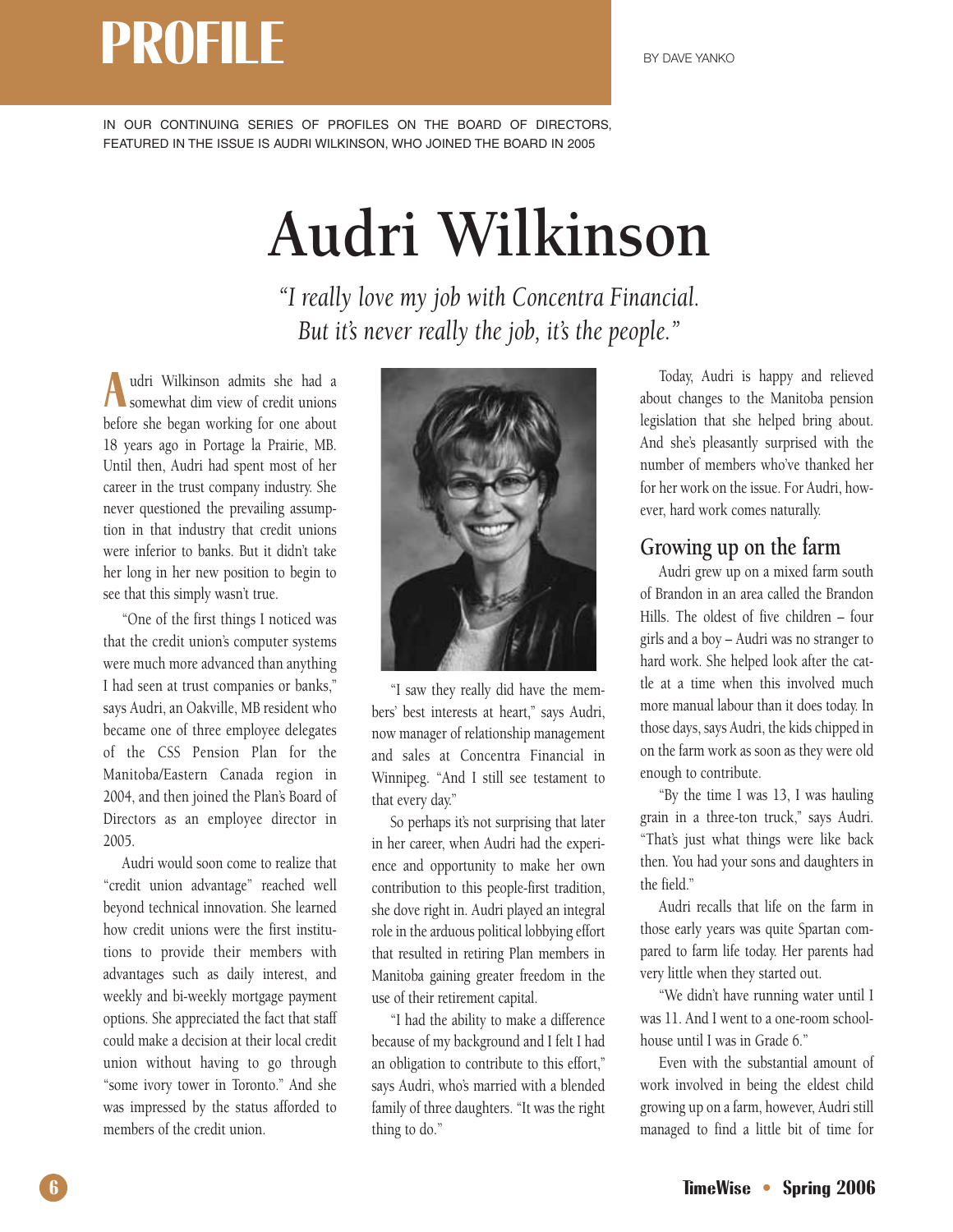# PROFILE

BY DAVE YANKO

IN OUR CONTINUING SERIES OF PROFILES ON THE BOARD OF DIRECTORS, FEATURED IN THE ISSUE IS AUDRI WILKINSON, WHO JOINED THE BOARD IN 2005

# Audri Wilkinson

*"I really love my job with Concentra Financial. But it's never really the job, it's the people."*

Audri Wilkinson admits she had a somewhat dim view of credit unions before she began working for one about 18 years ago in Portage la Prairie, MB. Until then, Audri had spent most of her career in the trust company industry. She never questioned the prevailing assumption in that industry that credit unions were inferior to banks. But it didn't take her long in her new position to begin to see that this simply wasn't true.

"One of the first things I noticed was that the credit union's computer systems were much more advanced than anything I had seen at trust companies or banks," says Audri, an Oakville, MB resident who became one of three employee delegates of the CSS Pension Plan for the Manitoba/Eastern Canada region in 2004, and then joined the Plan's Board of Directors as an employee director in 2005.

Audri would soon come to realize that "credit union advantage" reached well beyond technical innovation. She learned how credit unions were the first institutions to provide their members with advantages such as daily interest, and weekly and bi-weekly mortgage payment options. She appreciated the fact that staff could make a decision at their local credit union without having to go through "some ivory tower in Toronto." And she was impressed by the status afforded to members of the credit union.

"I saw they really did have the members' best interests at heart," says Audri, now manager of relationship management and sales at Concentra Financial in Winnipeg. "And I still see testament to that every day."

So perhaps it's not surprising that later in her career, when Audri had the experience and opportunity to make her own contribution to this people-first tradition, she dove right in. Audri played an integral role in the arduous political lobbying effort that resulted in retiring Plan members in Manitoba gaining greater freedom in the use of their retirement capital.

"I had the ability to make a difference because of my background and I felt I had an obligation to contribute to this effort," says Audri, who's married with a blended family of three daughters. "It was the right thing to do."

Today, Audri is happy and relieved about changes to the Manitoba pension legislation that she helped bring about. And she's pleasantly surprised with the number of members who've thanked her for her work on the issue. For Audri, however, hard work comes naturally.

## Growing up on the farm

Audri grew up on a mixed farm south of Brandon in an area called the Brandon Hills. The oldest of five children – four girls and a boy – Audri was no stranger to hard work. She helped look after the cattle at a time when this involved much more manual labour than it does today. In those days, says Audri, the kids chipped in on the farm work as soon as they were old enough to contribute.

"By the time I was 13, I was hauling grain in a three-ton truck," says Audri. "That's just what things were like back then. You had your sons and daughters in the field."

Audri recalls that life on the farm in those early years was quite Spartan compared to farm life today. Her parents had very little when they started out.

"We didn't have running water until I was 11. And I went to a one-room schoolhouse until I was in Grade 6."

Even with the substantial amount of work involved in being the eldest child growing up on a farm, however, Audri still managed to find a little bit of time for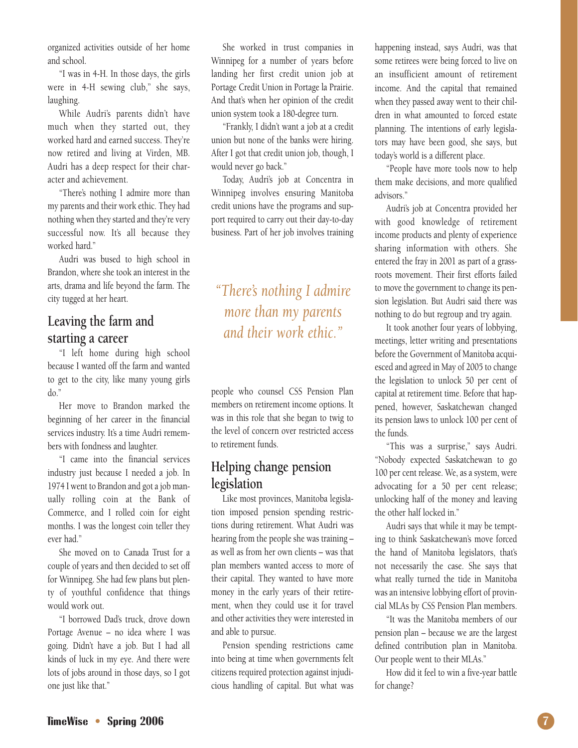organized activities outside of her home and school.

"I was in 4-H. In those days, the girls were in 4-H sewing club," she says, laughing.

While Audri's parents didn't have much when they started out, they worked hard and earned success. They're now retired and living at Virden, MB. Audri has a deep respect for their character and achievement.

"There's nothing I admire more than my parents and their work ethic. They had nothing when they started and they're very successful now. It's all because they worked hard."

Audri was bused to high school in Brandon, where she took an interest in the arts, drama and life beyond the farm. The city tugged at her heart.

## Leaving the farm and starting a career

"I left home during high school because I wanted off the farm and wanted to get to the city, like many young girls do."

Her move to Brandon marked the beginning of her career in the financial services industry. It's a time Audri remembers with fondness and laughter.

"I came into the financial services industry just because I needed a job. In 1974 I went to Brandon and got a job manually rolling coin at the Bank of Commerce, and I rolled coin for eight months. I was the longest coin teller they ever had."

She moved on to Canada Trust for a couple of years and then decided to set off for Winnipeg. She had few plans but plenty of youthful confidence that things would work out.

"I borrowed Dad's truck, drove down Portage Avenue – no idea where I was going. Didn't have a job. But I had all kinds of luck in my eye. And there were lots of jobs around in those days, so I got one just like that."

She worked in trust companies in Winnipeg for a number of years before landing her first credit union job at Portage Credit Union in Portage la Prairie. And that's when her opinion of the credit union system took a 180-degree turn.

"Frankly, I didn't want a job at a credit union but none of the banks were hiring. After I got that credit union job, though, I would never go back."

Today, Audri's job at Concentra in Winnipeg involves ensuring Manitoba credit unions have the programs and support required to carry out their day-to-day business. Part of her job involves training people who counsel CSS Pension Plan members on retirement income options. It was in this role that she began to twig to the level of concern over restricted access to retirement funds.

*"There's nothing I admire more than my parents and their work ethic."*

## Helping change pension legislation

Like most provinces, Manitoba legislation imposed pension spending restrictions during retirement. What Audri was hearing from the people she was training – as well as from her own clients – was that plan members wanted access to more of their capital. They wanted to have more money in the early years of their retirement, when they could use it for travel and other activities they were interested in and able to pursue.

Pension spending restrictions came into being at time when governments felt citizens required protection against injudicious handling of capital. But what was happening instead, says Audri, was that some retirees were being forced to live on an insufficient amount of retirement income. And the capital that remained when they passed away went to their children in what amounted to forced estate planning. The intentions of early legislators may have been good, she says, but today's world is a different place.

"People have more tools now to help them make decisions, and more qualified advisors."

Audri's job at Concentra provided her with good knowledge of retirement income products and plenty of experience sharing information with others. She entered the fray in 2001 as part of a grassroots movement. Their first efforts failed to move the government to change its pension legislation. But Audri said there was nothing to do but regroup and try again.

It took another four years of lobbying, meetings, letter writing and presentations before the Government of Manitoba acquiesced and agreed in May of 2005 to change the legislation to unlock 50 per cent of capital at retirement time. Before that happened, however, Saskatchewan changed its pension laws to unlock 100 per cent of the funds.

"This was a surprise," says Audri. "Nobody expected Saskatchewan to go 100 per cent release. We, as a system, were advocating for a 50 per cent release; unlocking half of the money and leaving the other half locked in."

Audri says that while it may be tempting to think Saskatchewan's move forced the hand of Manitoba legislators, that's not necessarily the case. She says that what really turned the tide in Manitoba was an intensive lobbying effort of provincial MLAs by CSS Pension Plan members.

"It was the Manitoba members of our pension plan – because we are the largest defined contribution plan in Manitoba. Our people went to their MLAs."

How did it feel to win a five-year battle for change?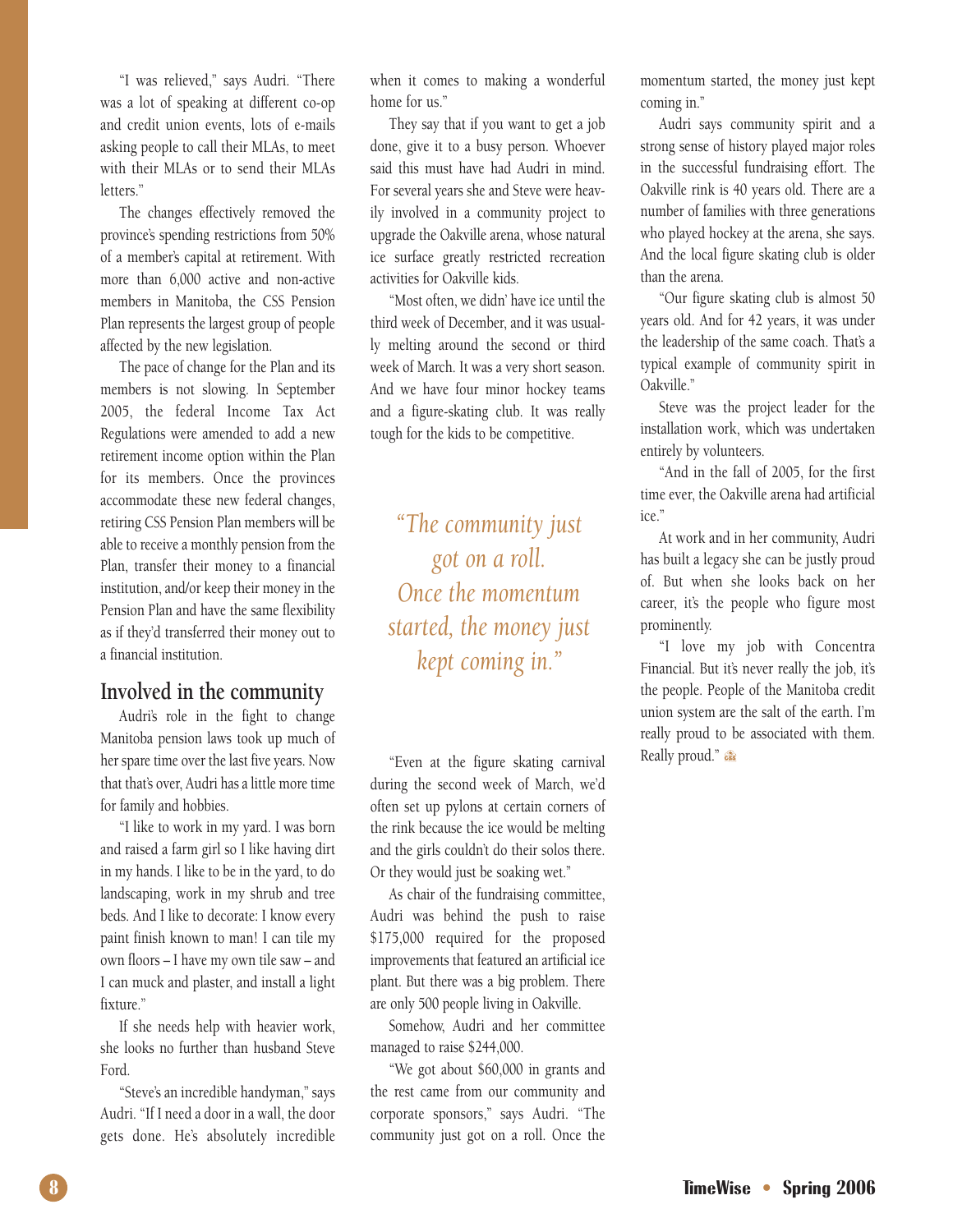"I was relieved," says Audri. "There was a lot of speaking at different co-op and credit union events, lots of e-mails asking people to call their MLAs, to meet with their MLAs or to send their MLAs letters."

The changes effectively removed the province's spending restrictions from 50% of a member's capital at retirement. With more than 6,000 active and non-active members in Manitoba, the CSS Pension Plan represents the largest group of people affected by the new legislation.

The pace of change for the Plan and its members is not slowing. In September 2005, the federal Income Tax Act Regulations were amended to add a new retirement income option within the Plan for its members. Once the provinces accommodate these new federal changes, retiring CSS Pension Plan members will be able to receive a monthly pension from the Plan, transfer their money to a financial institution, and/or keep their money in the Pension Plan and have the same flexibility as if they'd transferred their money out to a financial institution.

## Involved in the community

Audri's role in the fight to change Manitoba pension laws took up much of her spare time over the last five years. Now that that's over, Audri has a little more time for family and hobbies.

"I like to work in my yard. I was born and raised a farm girl so I like having dirt in my hands. I like to be in the yard, to do landscaping, work in my shrub and tree beds. And I like to decorate: I know every paint finish known to man! I can tile my own floors – I have my own tile saw – and I can muck and plaster, and install a light fixture."

If she needs help with heavier work, she looks no further than husband Steve Ford.

"Steve's an incredible handyman," says Audri. "If I need a door in a wall, the door gets done. He's absolutely incredible when it comes to making a wonderful home for us."

They say that if you want to get a job done, give it to a busy person. Whoever said this must have had Audri in mind. For several years she and Steve were heavily involved in a community project to upgrade the Oakville arena, whose natural ice surface greatly restricted recreation activities for Oakville kids.

"Most often, we didn' have ice until the third week of December, and it was usually melting around the second or third week of March. It was a very short season. And we have four minor hockey teams and a figure-skating club. It was really tough for the kids to be competitive.

*"The community just got on a roll. Once the momentum started, the money just kept coming in."*

"Even at the figure skating carnival during the second week of March, we'd often set up pylons at certain corners of the rink because the ice would be melting and the girls couldn't do their solos there. Or they would just be soaking wet."

As chair of the fundraising committee, Audri was behind the push to raise $175,000 required for the proposed improvements that featured an artificial ice plant. But there was a big problem. There are only 500 people living in Oakville.

Somehow, Audri and her committee managed to raise $244,000.

"We got about $60,000 in grants and the rest came from our community and corporate sponsors," says Audri. "The community just got on a roll. Once the momentum started, the money just kept coming in."

Audri says community spirit and a strong sense of history played major roles in the successful fundraising effort. The Oakville rink is 40 years old. There are a number of families with three generations who played hockey at the arena, she says. And the local figure skating club is older than the arena.

"Our figure skating club is almost 50 years old. And for 42 years, it was under the leadership of the same coach. That's a typical example of community spirit in Oakville."

Steve was the project leader for the installation work, which was undertaken entirely by volunteers.

"And in the fall of 2005, for the first time ever, the Oakville arena had artificial ice."

At work and in her community, Audri has built a legacy she can be justly proud of. But when she looks back on her career, it's the people who figure most prominently.

"I love my job with Concentra Financial. But it's never really the job, it's the people. People of the Manitoba credit union system are the salt of the earth. I'm really proud to be associated with them. Really proud."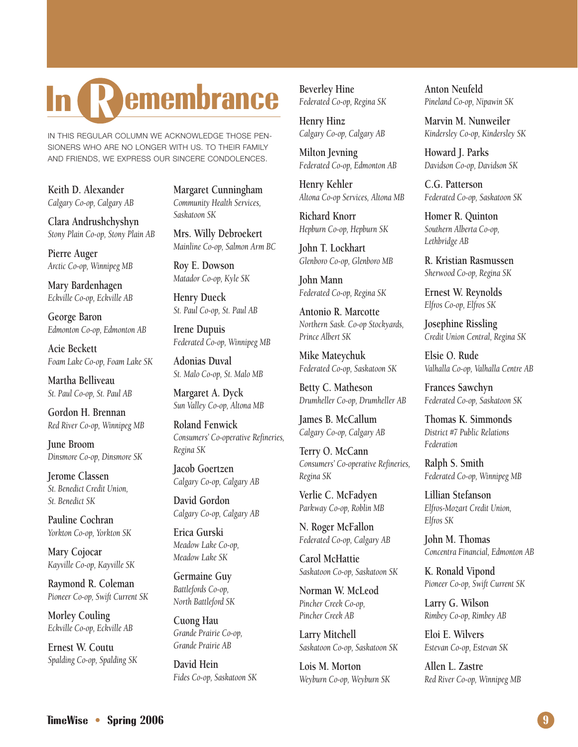# In Remembrance

IN THIS REGULAR COLUMN WE ACKNOWLEDGE THOSE PENSIONERS WHO ARE NO LONGER WITH US. TO THEIR FAMILY AND FRIENDS, WE EXPRESS OUR SINCERE CONDOLENCES.

Keith D. Alexander
*Calgary Co-op, Calgary AB*

Clara Andrushchyshyn
*Stony Plain Co-op, Stony Plain AB*

Pierre Auger
*Arctic Co-op, Winnipeg MB*

Mary Bardenhagen
*Eckville Co-op, Eckville AB*

George Baron
*Edmonton Co-op, Edmonton AB*

Acie Beckett
*Foam Lake Co-op, Foam Lake SK*

Martha Belliveau
*St. Paul Co-op, St. Paul AB*

Gordon H. Brennan
*Red River Co-op, Winnipeg MB*

June Broom
*Dinsmore Co-op, Dinsmore SK*

Jerome Classen
*St. Benedict Credit Union, St. Benedict SK*

Pauline Cochran
*Yorkton Co-op, Yorkton SK*

Mary Cojocar
*Kayville Co-op, Kayville SK*

Raymond R. Coleman
*Pioneer Co-op, Swift Current SK*

Morley Couling
*Eckville Co-op, Eckville AB*

Ernest W. Coutu
*Spalding Co-op, Spalding SK*

Margaret Cunningham
*Community Health Services, Saskatoon SK*

Mrs. Willy Debroekert
*Mainline Co-op, Salmon Arm BC*

Roy E. Dowson
*Matador Co-op, Kyle SK*

Henry Dueck
*St. Paul Co-op, St. Paul AB*

Irene Dupuis
*Federated Co-op, Winnipeg MB*

Adonias Duval
*St. Malo Co-op, St. Malo MB*

Margaret A. Dyck
*Sun Valley Co-op, Altona MB*

Roland Fenwick
*Consumers' Co-operative Refineries, Regina SK*

Jacob Goertzen
*Calgary Co-op, Calgary AB*

David Gordon
*Calgary Co-op, Calgary AB*

Erica Gurski
*Meadow Lake Co-op, Meadow Lake SK*

Germaine Guy
*Battlefords Co-op, North Battleford SK*

Cuong Hau
*Grande Prairie Co-op, Grande Prairie AB*

David Hein
*Fides Co-op, Saskatoon SK*

Beverley Hine
*Federated Co-op, Regina SK*

Henry Hinz
*Calgary Co-op, Calgary AB*

Milton Jevning
*Federated Co-op, Edmonton AB*

Henry Kehler
*Altona Co-op Services, Altona MB*

Richard Knorr
*Hepburn Co-op, Hepburn SK*

John T. Lockhart
*Glenboro Co-op, Glenboro MB*

John Mann
*Federated Co-op, Regina SK*

Antonio R. Marcotte
*Northern Sask. Co-op Stockyards, Prince Albert SK*

Mike Mateychuk
*Federated Co-op, Saskatoon SK*

Betty C. Matheson
*Drumheller Co-op, Drumheller AB*

James B. McCallum
*Calgary Co-op, Calgary AB*

Terry O. McCann
*Consumers' Co-operative Refineries, Regina SK*

Verlie C. McFadyen
*Parkway Co-op, Roblin MB*

N. Roger McFallon
*Federated Co-op, Calgary AB*

Carol McHattie
*Saskatoon Co-op, Saskatoon SK*

Norman W. McLeod
*Pincher Creek Co-op, Pincher Creek AB*

Larry Mitchell
*Saskatoon Co-op, Saskatoon SK*

Lois M. Morton
*Weyburn Co-op, Weyburn SK*

Anton Neufeld
*Pineland Co-op, Nipawin SK*

Marvin M. Nunweiler
*Kindersley Co-op, Kindersley SK*

Howard J. Parks
*Davidson Co-op, Davidson SK*

C.G. Patterson
*Federated Co-op, Saskatoon SK*

Homer R. Quinton
*Southern Alberta Co-op, Lethbridge AB*

R. Kristian Rasmussen
*Sherwood Co-op, Regina SK*

Ernest W. Reynolds
*Elfros Co-op, Elfros SK*

Josephine Rissling
*Credit Union Central, Regina SK*

Elsie O. Rude
*Valhalla Co-op, Valhalla Centre AB*

Frances Sawchyn
*Federated Co-op, Saskatoon SK*

Thomas K. Simmonds
*District #7 Public Relations Federation*

Ralph S. Smith
*Federated Co-op, Winnipeg MB*

Lillian Stefanson
*Elfros-Mozart Credit Union, Elfros SK*

John M. Thomas
*Concentra Financial, Edmonton AB*

K. Ronald Vipond
*Pioneer Co-op, Swift Current SK*

Larry G. Wilson
*Rimbey Co-op, Rimbey AB*

Eloi E. Wilvers
*Estevan Co-op, Estevan SK*

Allen L. Zastre
*Red River Co-op, Winnipeg MB*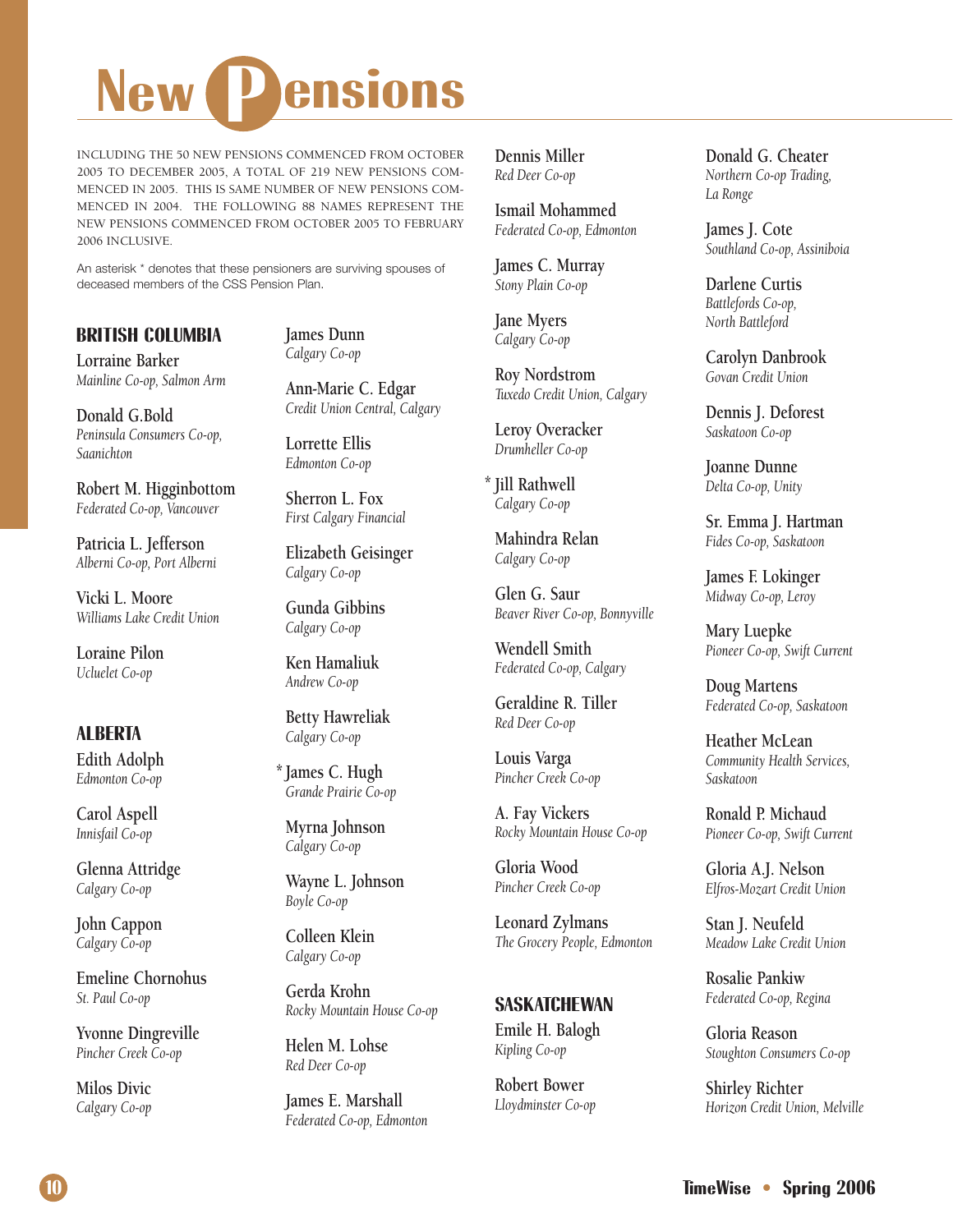# New Pensions

INCLUDING THE 50 NEW PENSIONS COMMENCED FROM OCTOBER 2005 TO DECEMBER 2005, A TOTAL OF 219 NEW PENSIONS COMMENCED IN 2005. THIS IS SAME NUMBER OF NEW PENSIONS COMMENCED IN 2004. THE FOLLOWING 88 NAMES REPRESENT THE NEW PENSIONS COMMENCED FROM OCTOBER 2005 TO FEBRUARY 2006 INCLUSIVE.

An asterisk * denotes that these pensioners are surviving spouses of deceased members of the CSS Pension Plan.

## BRITISH COLUMBIA

Lorraine Barker
*Mainline Co-op, Salmon Arm*

Donald G.Bold
*Peninsula Consumers Co-op, Saanichton*

Robert M. Higginbottom
*Federated Co-op, Vancouver*

Patricia L. Jefferson
*Alberni Co-op, Port Alberni*

Vicki L. Moore
*Williams Lake Credit Union*

Loraine Pilon
*Ucluelet Co-op*

## ALBERTA

Edith Adolph
*Edmonton Co-op*

Carol Aspell
*Innisfail Co-op*

Glenna Attridge
*Calgary Co-op*

John Cappon
*Calgary Co-op*

Emeline Chornohus
*St. Paul Co-op*

Yvonne Dingreville
*Pincher Creek Co-op*

Milos Dicic
*Calgary Co-op*

James Dunn
*Calgary Co-op*

Ann-Marie C. Edgar
*Credit Union Central, Calgary*

Lorrette Ellis
*Edmonton Co-op*

Sherron L. Fox
*First Calgary Financial*

Elizabeth Geisinger
*Calgary Co-op*

Gunda Gibbins
*Calgary Co-op*

Ken Hamaliuk
*Andrew Co-op*

Betty Hawreliak
*Calgary Co-op*

\* James C. Hugh
*Grande Prairie Co-op*

Myrna Johnson
*Calgary Co-op*

Wayne L. Johnson
*Boyle Co-op*

Colleen Klein
*Calgary Co-op*

Gerda Krohn
*Rocky Mountain House Co-op*

Helen M. Lohse
*Red Deer Co-op*

James E. Marshall
*Federated Co-op, Edmonton*

Dennis Miller
*Red Deer Co-op*

Ismail Mohammed
*Federated Co-op, Edmonton*

James C. Murray
*Stony Plain Co-op*

Jane Myers
*Calgary Co-op*

Roy Nordstrom
*Tuxedo Credit Union, Calgary*

Leroy Overacker
*Drumheller Co-op*

\* Jill Rathwell
*Calgary Co-op*

Mahindra Relan
*Calgary Co-op*

Glen G. Saur
*Beaver River Co-op, Bonnyville*

Wendell Smith
*Federated Co-op, Calgary*

Geraldine R. Tiller
*Red Deer Co-op*

Louis Varga
*Pincher Creek Co-op*

A. Fay Vickers
*Rocky Mountain House Co-op*

Gloria Wood
*Pincher Creek Co-op*

Leonard Zylmans
*The Grocery People, Edmonton*

## SASKATCHEWAN

Emile H. Balogh
*Kipling Co-op*

Robert Bower
*Lloydminster Co-op*

Donald G. Cheater
*Northern Co-op Trading, La Ronge*

James J. Cote
*Southland Co-op, Assiniboia*

Darlene Curtis
*Battlefords Co-op, North Battleford*

Carolyn Danbrook
*Govan Credit Union*

Dennis J. Deforest
*Saskatoon Co-op*

Joanne Dunne
*Delta Co-op, Unity*

Sr. Emma J. Hartman
*Fides Co-op, Saskatoon*

James F. Lokinger
*Midway Co-op, Leroy*

Mary Luepke
*Pioneer Co-op, Swift Current*

Doug Martens
*Federated Co-op, Saskatoon*

Heather McLean
*Community Health Services, Saskatoon*

Ronald P. Michaud
*Pioneer Co-op, Swift Current*

Gloria A.J. Nelson
*Elfros-Mozart Credit Union*

Stan J. Neufeld
*Meadow Lake Credit Union*

Rosalie Pankiw
*Federated Co-op, Regina*

Gloria Reason
*Stoughton Consumers Co-op*

Shirley Richter
*Horizon Credit Union, Melville*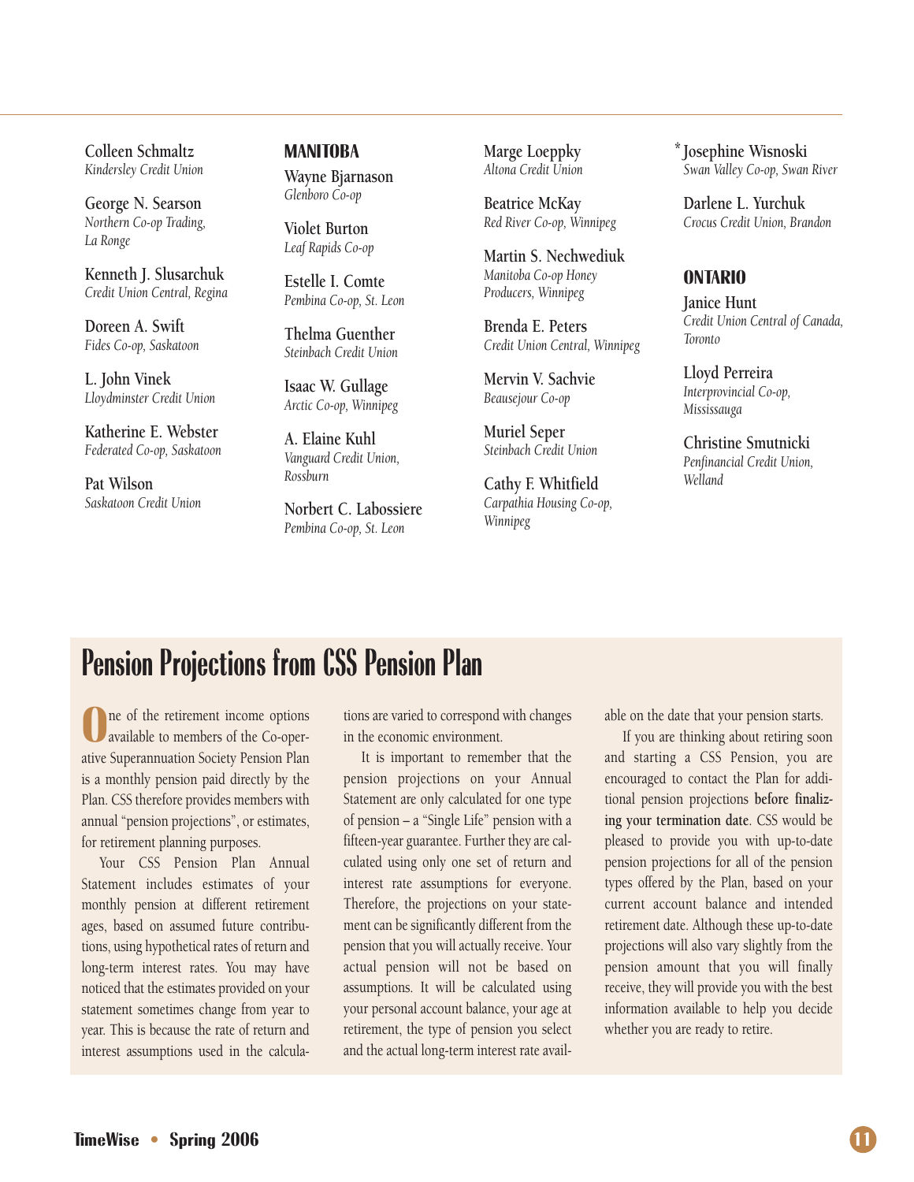Colleen Schmaltz
*Kindersley Credit Union*

George N. Searson
*Northern Co-op Trading, La Ronge*

Kenneth J. Slusarchuk
*Credit Union Central, Regina*

Doreen A. Swift
*Fides Co-op, Saskatoon*

L. John Vinek
*Lloydminster Credit Union*

Katherine E. Webster
*Federated Co-op, Saskatoon*

Pat Wilson
*Saskatoon Credit Union*

## MANITOBA

Wayne Bjarnason
*Glenboro Co-op*

Violet Burton
*Leaf Rapids Co-op*

Estelle I. Comte
*Pembina Co-op, St. Leon*

Thelma Guenther
*Steinbach Credit Union*

Isaac W. Gullage
*Arctic Co-op, Winnipeg*

A. Elaine Kuhl
*Vanguard Credit Union, Rossburn*

Norbert C. Labossiere
*Pembina Co-op, St. Leon*

Marge Loeppky
*Altona Credit Union*

Beatrice McKay
*Red River Co-op, Winnipeg*

Martin S. Nechwediuk
*Manitoba Co-op Honey Producers, Winnipeg*

Brenda E. Peters
*Credit Union Central, Winnipeg*

Mervin V. Sachvie
*Beausejour Co-op*

Muriel Seper
*Steinbach Credit Union*

Cathy F. Whitfield
*Carpathia Housing Co-op, Winnipeg*

*Josephine Wisnoski
*Swan Valley Co-op, Swan River*

Darlene L. Yurchuk
*Crocus Credit Union, Brandon*

## ONTARIO

Janice Hunt
*Credit Union Central of Canada, Toronto*

Lloyd Perreira
*Interprovincial Co-op, Mississauga*

Christine Smutnicki
*Penfinancial Credit Union, Welland*

# Pension Projections from CSS Pension Plan

One of the retirement income options available to members of the Co-operative Superannuation Society Pension Plan is a monthly pension paid directly by the Plan. CSS therefore provides members with annual "pension projections", or estimates, for retirement planning purposes.

Your CSS Pension Plan Annual Statement includes estimates of your monthly pension at different retirement ages, based on assumed future contributions, using hypothetical rates of return and long-term interest rates. You may have noticed that the estimates provided on your statement sometimes change from year to year. This is because the rate of return and interest assumptions used in the calculations are varied to correspond with changes in the economic environment.

It is important to remember that the pension projections on your Annual Statement are only calculated for one type of pension – a "Single Life" pension with a fifteen-year guarantee. Further they are calculated using only one set of return and interest rate assumptions for everyone. Therefore, the projections on your statement can be significantly different from the pension that you will actually receive. Your actual pension will not be based on assumptions. It will be calculated using your personal account balance, your age at retirement, the type of pension you select and the actual long-term interest rate available on the date that your pension starts.

If you are thinking about retiring soon and starting a CSS Pension, you are encouraged to contact the Plan for additional pension projections **before finalizing your termination date**. CSS would be pleased to provide you with up-to-date pension projections for all of the pension types offered by the Plan, based on your current account balance and intended retirement date. Although these up-to-date projections will also vary slightly from the pension amount that you will finally receive, they will provide you with the best information available to help you decide whether you are ready to retire.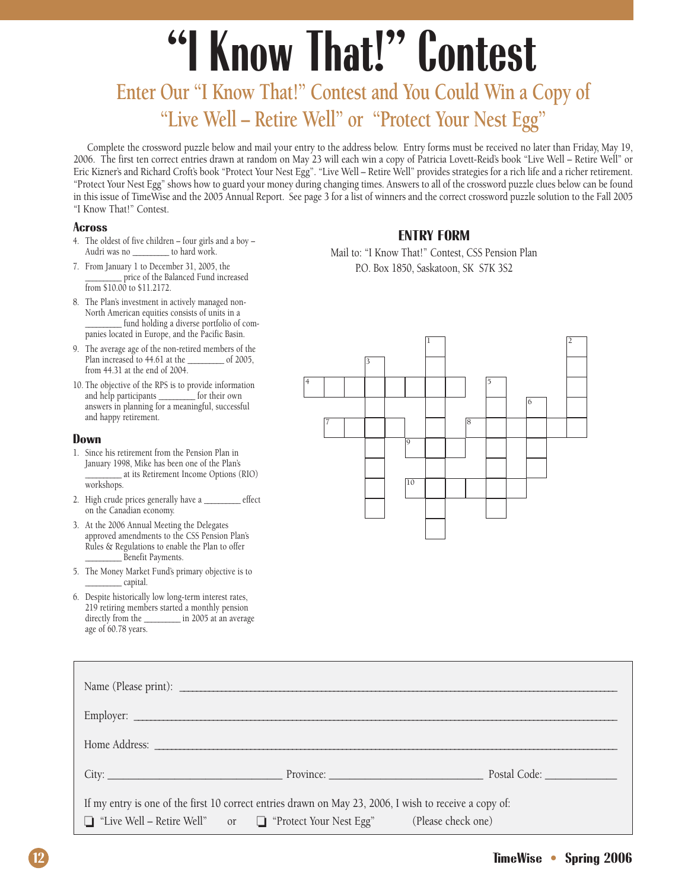# "I Know That!" Contest

## Enter Our "I Know That!" Contest and You Could Win a Copy of "Live Well – Retire Well" or "Protect Your Nest Egg"

Complete the crossword puzzle below and mail your entry to the address below. Entry forms must be received no later than Friday, May 19, 2006. The first ten correct entries drawn at random on May 23 will each win a copy of Patricia Lovett-Reid's book "Live Well – Retire Well" or Eric Kizner's and Richard Croft's book "Protect Your Nest Egg". "Live Well – Retire Well" provides strategies for a rich life and a richer retirement. "Protect Your Nest Egg" shows how to guard your money during changing times. Answers to all of the crossword puzzle clues below can be found in this issue of TimeWise and the 2005 Annual Report. See page 3 for a list of winners and the correct crossword puzzle solution to the Fall 2005 "I Know That!" Contest.

### Across

4. The oldest of five children – four girls and a boy – Audri was no ________ to hard work.
7. From January 1 to December 31, 2005, the ________ price of the Balanced Fund increased from $10.00 to $11.2172.
8. The Plan's investment in actively managed non-North American equities consists of units in a ________ fund holding a diverse portfolio of companies located in Europe, and the Pacific Basin.
9. The average age of the non-retired members of the Plan increased to 44.61 at the ________ of 2005, from 44.31 at the end of 2004.
10. The objective of the RPS is to provide information and help participants ________ for their own answers in planning for a meaningful, successful and happy retirement.

### Down

1. Since his retirement from the Pension Plan in January 1998, Mike has been one of the Plan's ________ at its Retirement Income Options (RIO) workshops.
2. High crude prices generally have a ________ effect on the Canadian economy.
3. At the 2006 Annual Meeting the Delegates approved amendments to the CSS Pension Plan's Rules & Regulations to enable the Plan to offer ________ Benefit Payments.
5. The Money Market Fund's primary objective is to ________ capital.
6. Despite historically low long-term interest rates, 219 retiring members started a monthly pension directly from the ________ in 2005 at an average age of 60.78 years.

### ENTRY FORM

Mail to: "I Know That!" Contest, CSS Pension Plan
P.O. Box 1850, Saskatoon, SK S7K 3S2

Name (Please print): ____________________

Employer: ____________________

Home Address: ____________________

City: ____________________ Province: ____________________ Postal Code: ____________

If my entry is one of the first 10 correct entries drawn on May 23, 2006, I wish to receive a copy of:

❑ "Live Well – Retire Well" or ❑ "Protect Your Nest Egg" (Please check one)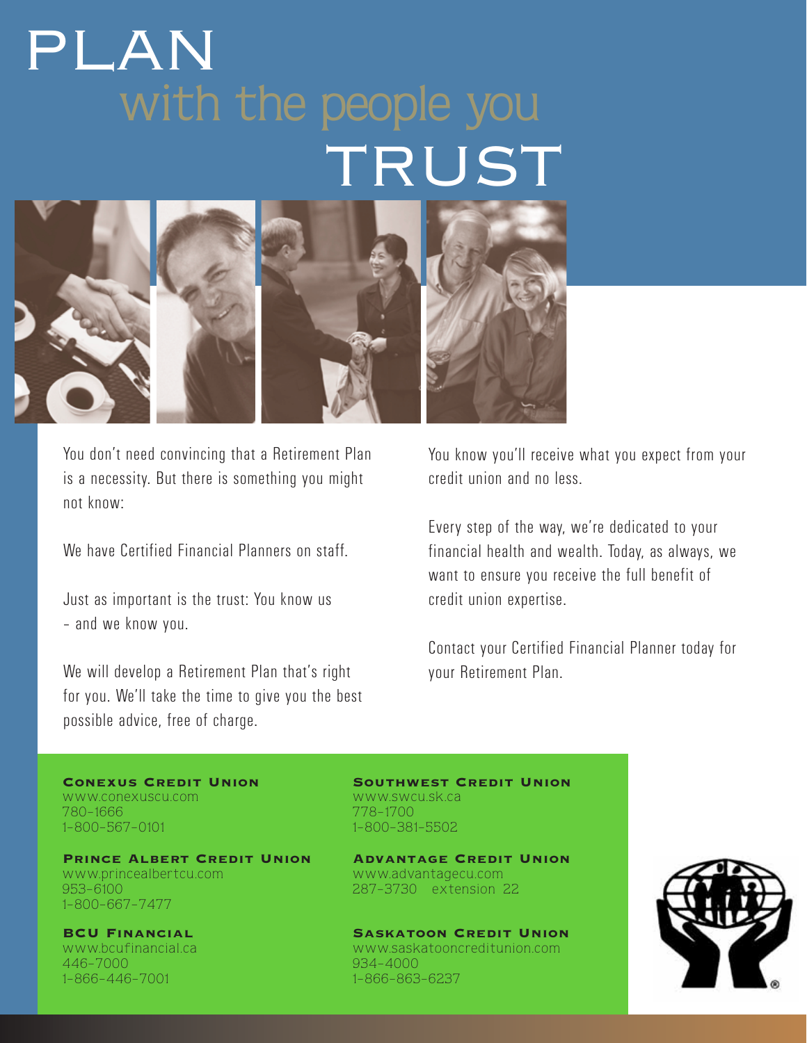# PLAN with the people you TRUST

You don't need convincing that a Retirement Plan is a necessity. But there is something you might not know:

We have Certified Financial Planners on staff.

Just as important is the trust: You know us – and we know you.

We will develop a Retirement Plan that's right for you. We'll take the time to give you the best possible advice, free of charge.

You know you'll receive what you expect from your credit union and no less.

Every step of the way, we're dedicated to your financial health and wealth. Today, as always, we want to ensure you receive the full benefit of credit union expertise.

Contact your Certified Financial Planner today for your Retirement Plan.

**Conexus Credit Union**
www.conexuscu.com
780-1666
1-800-567-0101

**Prince Albert Credit Union**
www.princealbertcu.com
953-6100
1-800-667-7477

**BCU Financial**
www.bcufinancial.ca
446-7000
1-866-446-7001

**Southwest Credit Union**
www.swcu.sk.ca
778-1700
1-800-381-5502

**Advantage Credit Union**
www.advantagecu.com
287-3730 extension 22

**Saskatoon Credit Union**
www.saskatooncreditunion.com
934-4000
1-866-863-6237